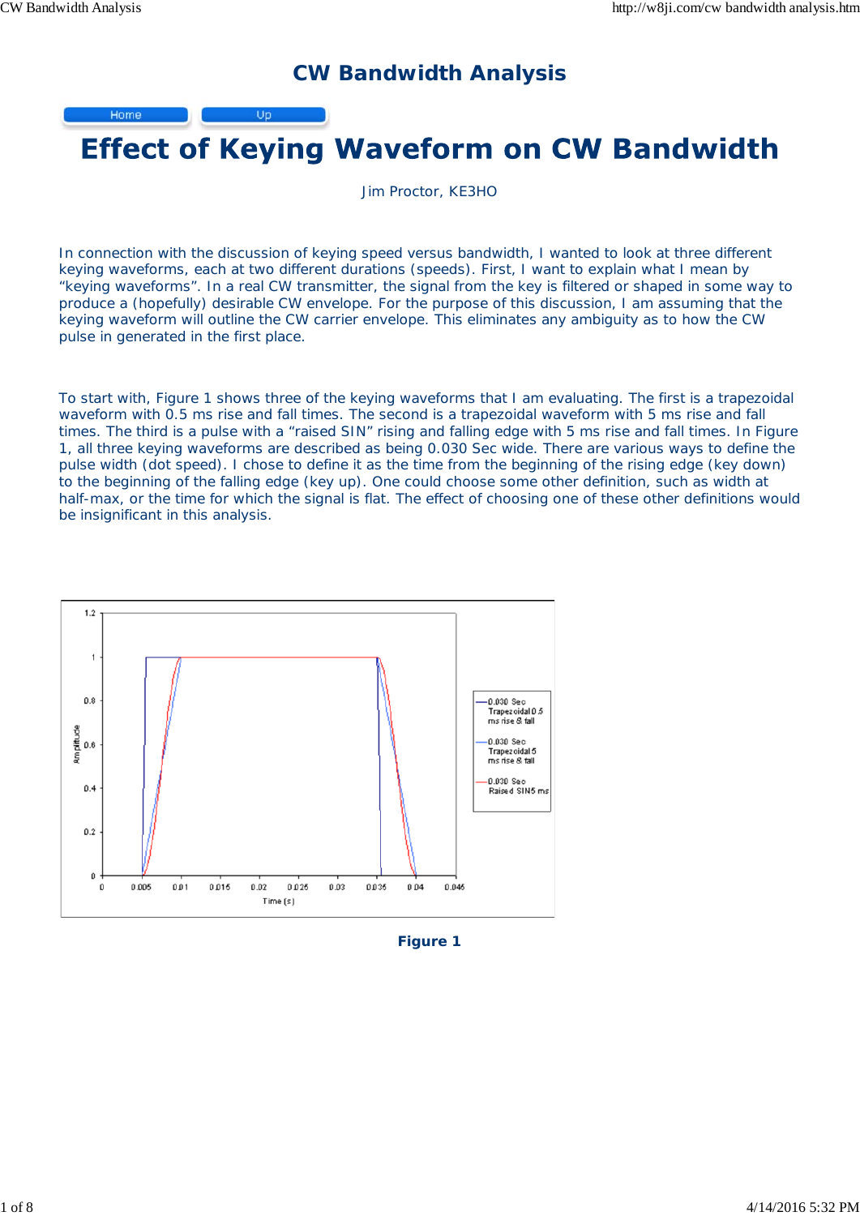# CW Bandwidth Analysis

Home | Up

# Effect of Keying Waveform on CW Bandwidth

Jim Proctor, KE3HO

In connection with the discussion of keying speed versus bandwidth, I wanted to look at three different keying waveforms, each at two different durations (speeds). First, I want to explain what I mean by "keying waveforms". In a real CW transmitter, the signal from the key is filtered or shaped in some way to produce a (hopefully) desirable CW envelope. For the purpose of this discussion, I am assuming that the keying waveform will outline the CW carrier envelope. This eliminates any ambiguity as to how the CW pulse in generated in the first place.

To start with, Figure 1 shows three of the keying waveforms that I am evaluating. The first is a trapezoidal waveform with 0.5 ms rise and fall times. The second is a trapezoidal waveform with 5 ms rise and fall times. The third is a pulse with a "raised SIN" rising and falling edge with 5 ms rise and fall times. In Figure 1, all three keying waveforms are described as being 0.030 Sec wide. There are various ways to define the pulse width (dot speed). I chose to define it as the time from the beginning of the rising edge (key down) to the beginning of the falling edge (key up). One could choose some other definition, such as width at half-max, or the time for which the signal is flat. The effect of choosing one of these other definitions would be insignificant in this analysis.

**Figure 1**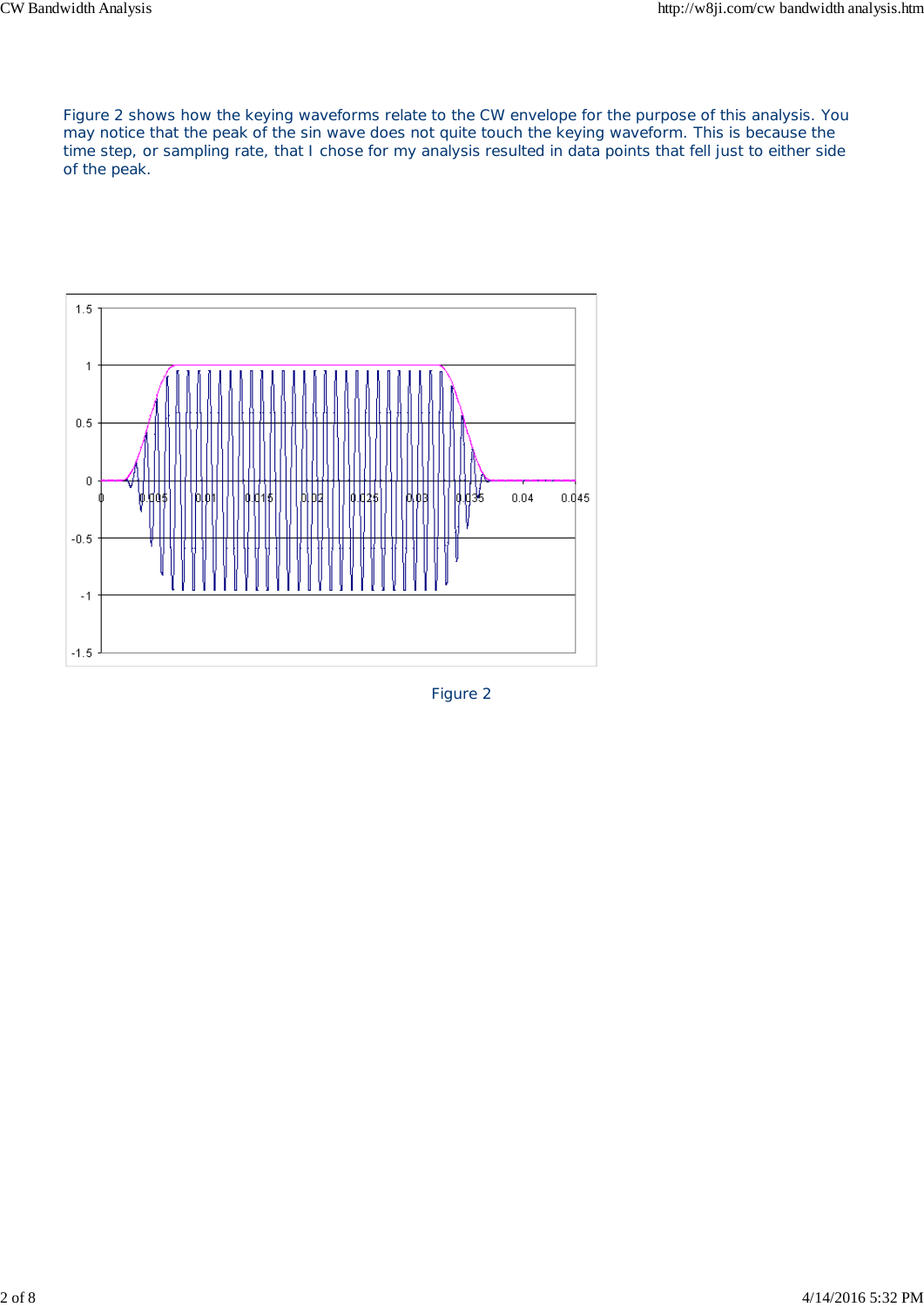Figure 2 shows how the keying waveforms relate to the CW envelope for the purpose of this analysis. You may notice that the peak of the sin wave does not quite touch the keying waveform. This is because the time step, or sampling rate, that I chose for my analysis resulted in data points that fell just to either side of the peak.

Figure 2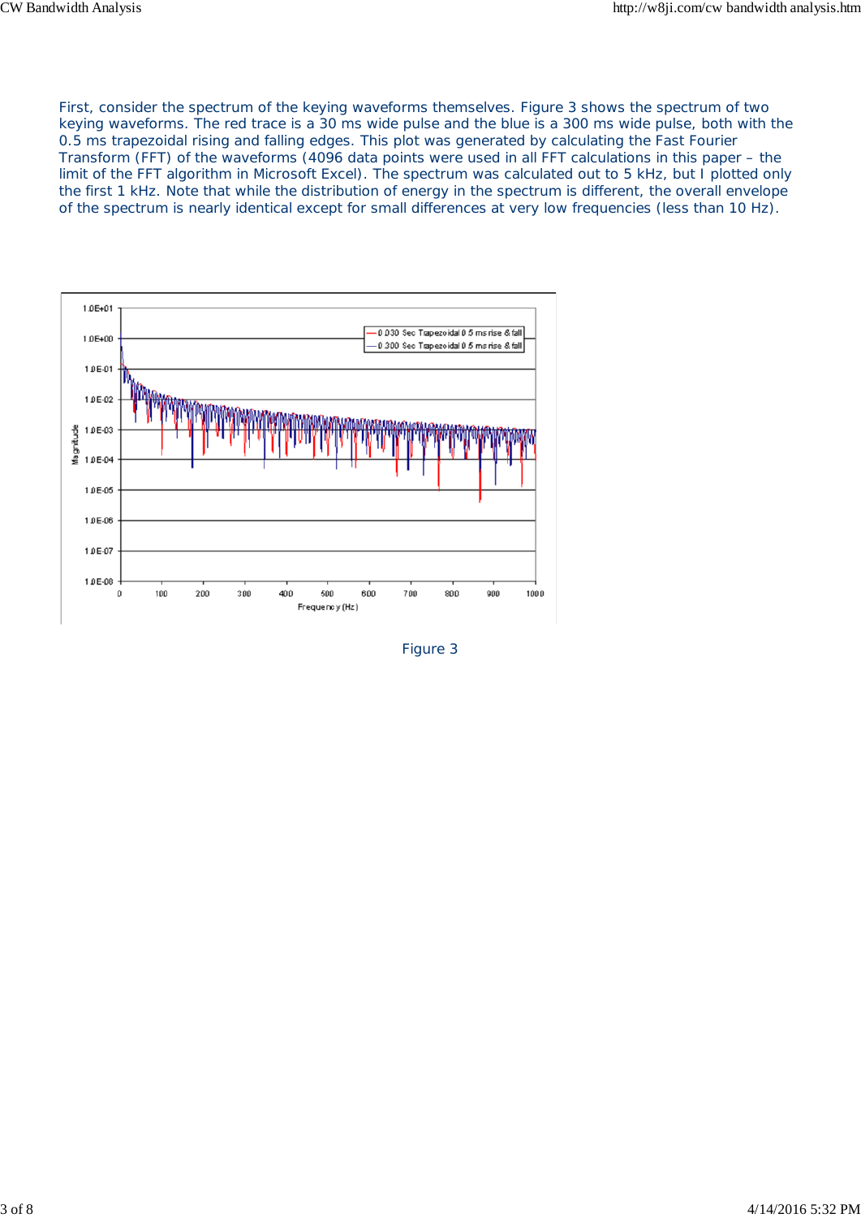First, consider the spectrum of the keying waveforms themselves. Figure 3 shows the spectrum of two keying waveforms. The red trace is a 30 ms wide pulse and the blue is a 300 ms wide pulse, both with the 0.5 ms trapezoidal rising and falling edges. This plot was generated by calculating the Fast Fourier Transform (FFT) of the waveforms (4096 data points were used in all FFT calculations in this paper – the limit of the FFT algorithm in Microsoft Excel). The spectrum was calculated out to 5 kHz, but I plotted only the first 1 kHz. Note that while the distribution of energy in the spectrum is different, the overall envelope of the spectrum is nearly identical except for small differences at very low frequencies (less than 10 Hz).

Figure 3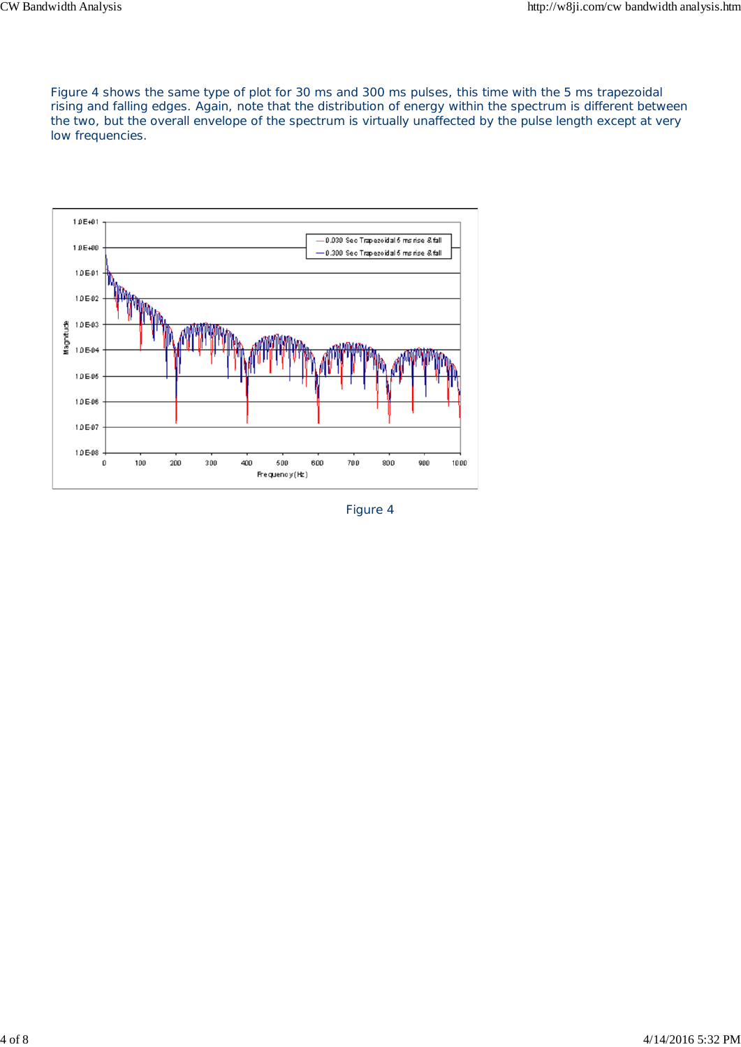Figure 4 shows the same type of plot for 30 ms and 300 ms pulses, this time with the 5 ms trapezoidal rising and falling edges. Again, note that the distribution of energy within the spectrum is different between the two, but the overall envelope of the spectrum is virtually unaffected by the pulse length except at very low frequencies.

Figure 4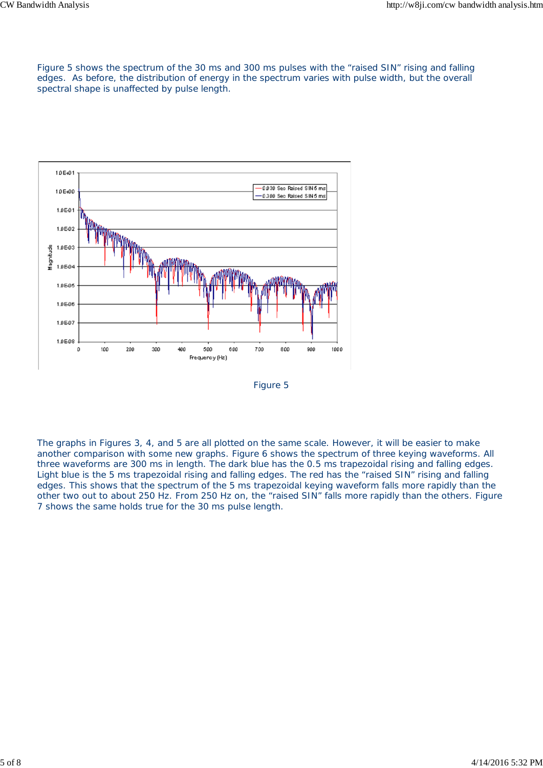Figure 5 shows the spectrum of the 30 ms and 300 ms pulses with the “raised SIN” rising and falling edges. As before, the distribution of energy in the spectrum varies with pulse width, but the overall spectral shape is unaffected by pulse length.

Figure 5

The graphs in Figures 3, 4, and 5 are all plotted on the same scale. However, it will be easier to make another comparison with some new graphs. Figure 6 shows the spectrum of three keying waveforms. All three waveforms are 300 ms in length. The dark blue has the 0.5 ms trapezoidal rising and falling edges. Light blue is the 5 ms trapezoidal rising and falling edges. The red has the “raised SIN” rising and falling edges. This shows that the spectrum of the 5 ms trapezoidal keying waveform falls more rapidly than the other two out to about 250 Hz. From 250 Hz on, the “raised SIN” falls more rapidly than the others. Figure 7 shows the same holds true for the 30 ms pulse length.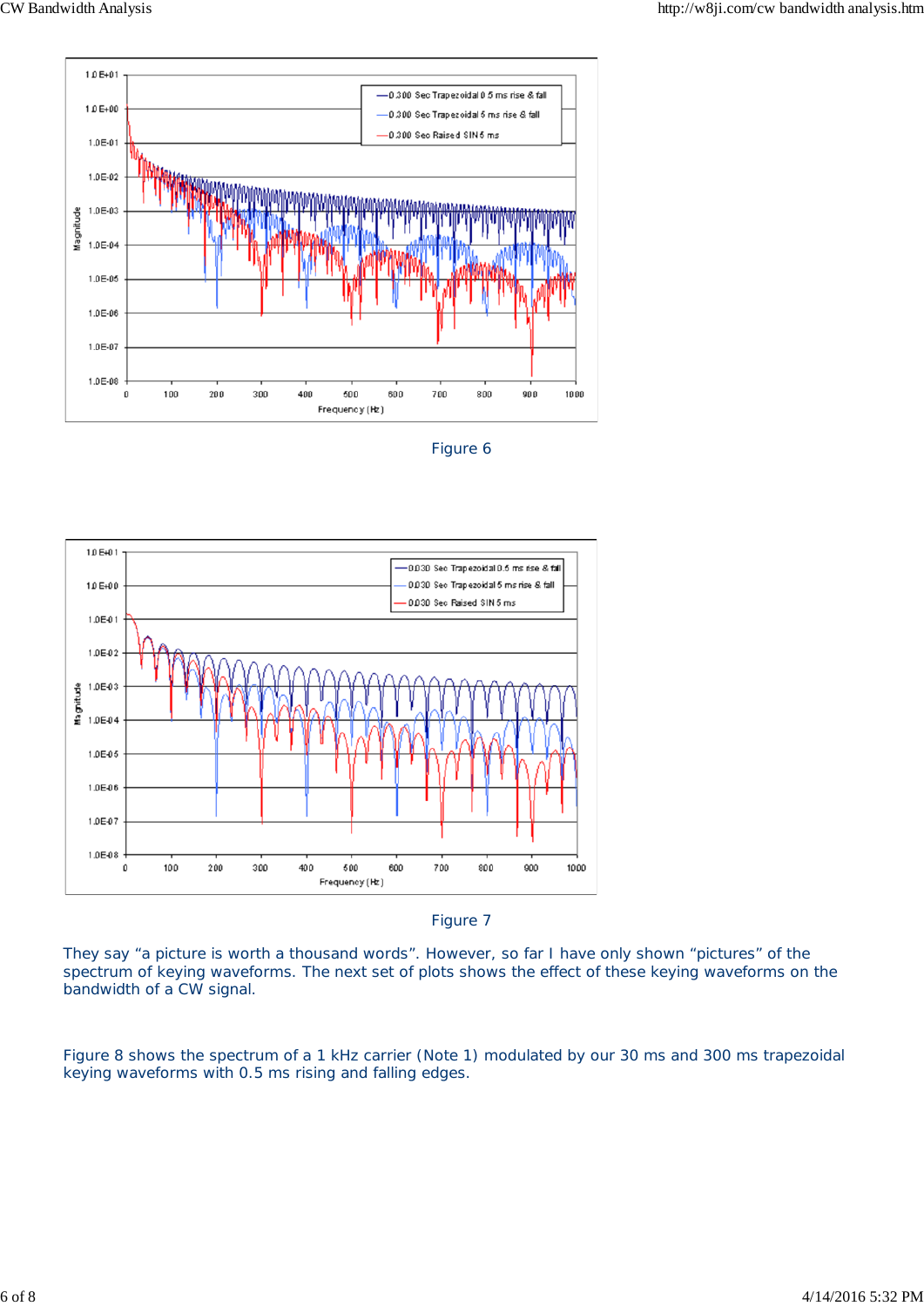Figure 6

Figure 7

They say “a picture is worth a thousand words”. However, so far I have only shown “pictures” of the spectrum of keying waveforms. The next set of plots shows the effect of these keying waveforms on the bandwidth of a CW signal.

Figure 8 shows the spectrum of a 1 kHz carrier (Note 1) modulated by our 30 ms and 300 ms trapezoidal keying waveforms with 0.5 ms rising and falling edges.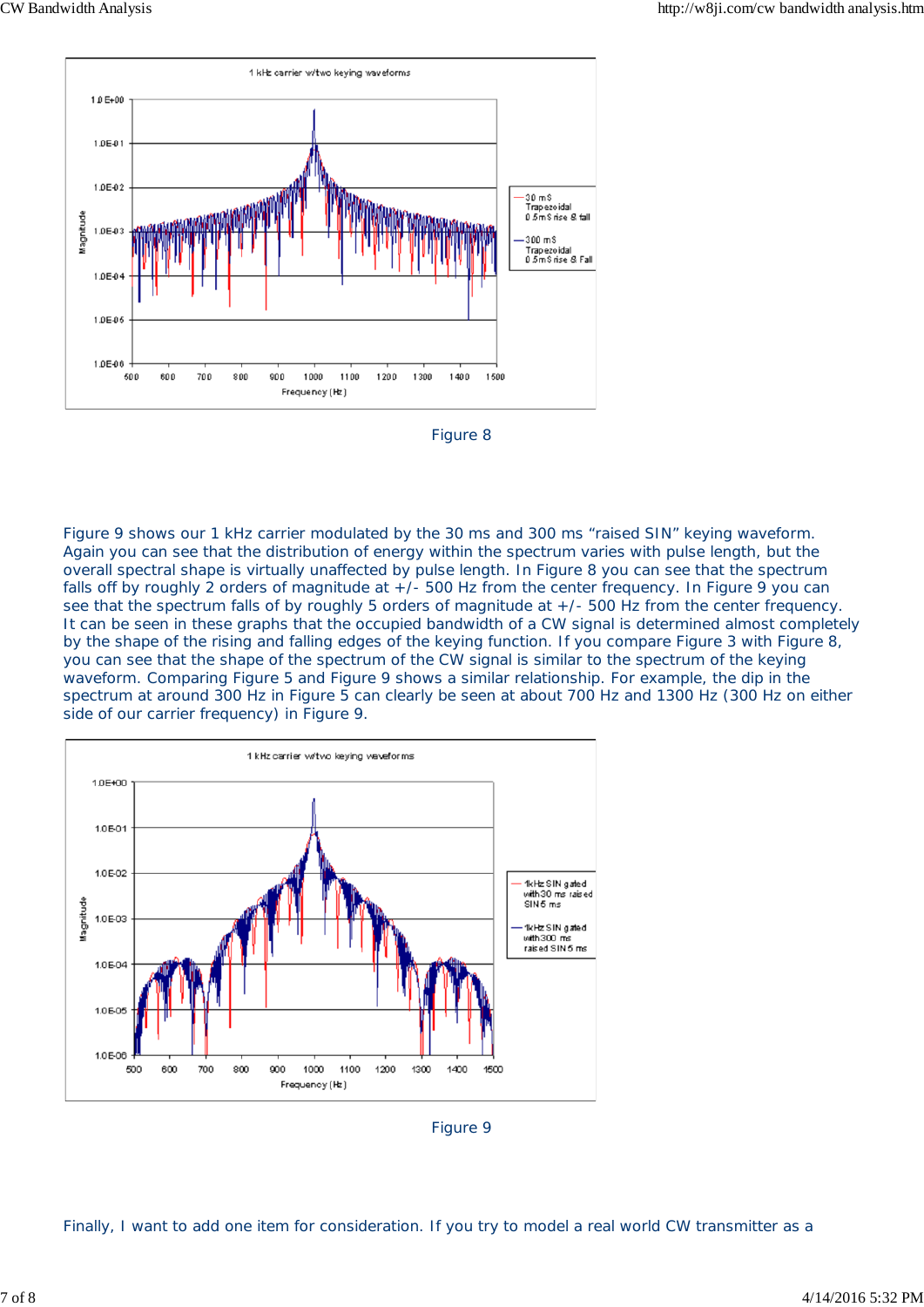Figure 8

Figure 9 shows our 1 kHz carrier modulated by the 30 ms and 300 ms "raised SIN" keying waveform. Again you can see that the distribution of energy within the spectrum varies with pulse length, but the overall spectral shape is virtually unaffected by pulse length. In Figure 8 you can see that the spectrum falls off by roughly 2 orders of magnitude at +/- 500 Hz from the center frequency. In Figure 9 you can see that the spectrum falls of by roughly 5 orders of magnitude at +/- 500 Hz from the center frequency. It can be seen in these graphs that the occupied bandwidth of a CW signal is determined almost completely by the shape of the rising and falling edges of the keying function. If you compare Figure 3 with Figure 8, you can see that the shape of the spectrum of the CW signal is similar to the spectrum of the keying waveform. Comparing Figure 5 and Figure 9 shows a similar relationship. For example, the dip in the spectrum at around 300 Hz in Figure 5 can clearly be seen at about 700 Hz and 1300 Hz (300 Hz on either side of our carrier frequency) in Figure 9.

Figure 9

Finally, I want to add one item for consideration. If you try to model a real world CW transmitter as a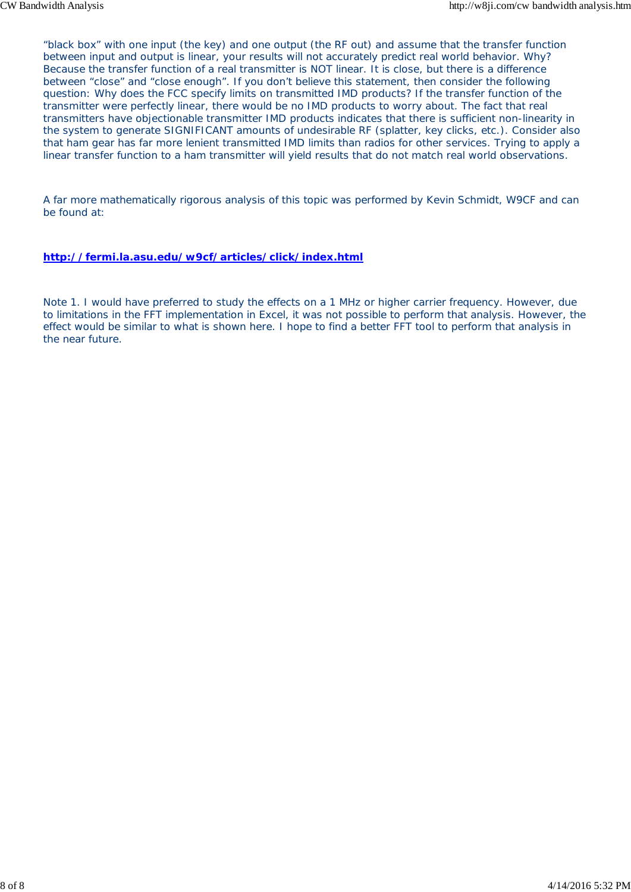“black box” with one input (the key) and one output (the RF out) and assume that the transfer function between input and output is linear, your results will not accurately predict real world behavior. Why? Because the transfer function of a real transmitter is NOT linear. It is close, but there is a difference between “close” and “close enough”. If you don’t believe this statement, then consider the following question: Why does the FCC specify limits on transmitted IMD products? If the transfer function of the transmitter were perfectly linear, there would be no IMD products to worry about. The fact that real transmitters have objectionable transmitter IMD products indicates that there is sufficient non-linearity in the system to generate SIGNIFICANT amounts of undesirable RF (splatter, key clicks, etc.). Consider also that ham gear has far more lenient transmitted IMD limits than radios for other services. Trying to apply a linear transfer function to a ham transmitter will yield results that do not match real world observations.

A far more mathematically rigorous analysis of this topic was performed by Kevin Schmidt, W9CF and can be found at:

**http://fermi.la.asu.edu/w9cf/articles/click/index.html**

Note 1. I would have preferred to study the effects on a 1 MHz or higher carrier frequency. However, due to limitations in the FFT implementation in Excel, it was not possible to perform that analysis. However, the effect would be similar to what is shown here. I hope to find a better FFT tool to perform that analysis in the near future.